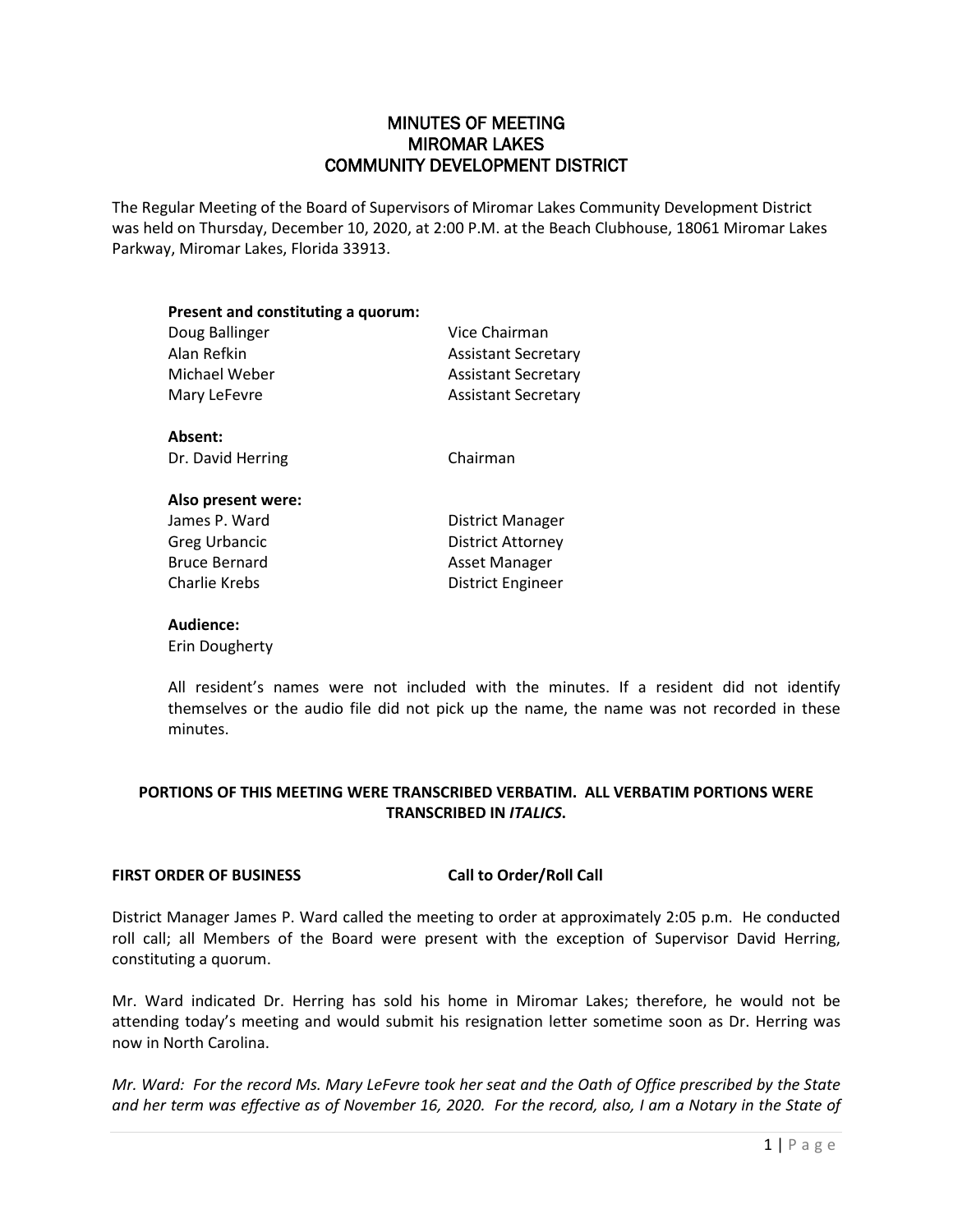# MINUTES OF MEETING
# MIROMAR LAKES
# COMMUNITY DEVELOPMENT DISTRICT

The Regular Meeting of the Board of Supervisors of Miromar Lakes Community Development District was held on Thursday, December 10, 2020, at 2:00 P.M. at the Beach Clubhouse, 18061 Miromar Lakes Parkway, Miromar Lakes, Florida 33913.

**Present and constituting a quorum:**

| | |
|---|---|
| Doug Ballinger | Vice Chairman |
| Alan Refkin | Assistant Secretary |
| Michael Weber | Assistant Secretary |
| Mary LeFevre | Assistant Secretary |

**Absent:**

| | |
|---|---|
| Dr. David Herring | Chairman |

**Also present were:**

| | |
|---|---|
| James P. Ward | District Manager |
| Greg Urbancic | District Attorney |
| Bruce Bernard | Asset Manager |
| Charlie Krebs | District Engineer |

**Audience:**

Erin Dougherty

All resident's names were not included with the minutes. If a resident did not identify themselves or the audio file did not pick up the name, the name was not recorded in these minutes.

**PORTIONS OF THIS MEETING WERE TRANSCRIBED VERBATIM. ALL VERBATIM PORTIONS WERE TRANSCRIBED IN *ITALICS*.**

**FIRST ORDER OF BUSINESS Call to Order/Roll Call**

District Manager James P. Ward called the meeting to order at approximately 2:05 p.m. He conducted roll call; all Members of the Board were present with the exception of Supervisor David Herring, constituting a quorum.

Mr. Ward indicated Dr. Herring has sold his home in Miromar Lakes; therefore, he would not be attending today's meeting and would submit his resignation letter sometime soon as Dr. Herring was now in North Carolina.

*Mr. Ward: For the record Ms. Mary LeFevre took her seat and the Oath of Office prescribed by the State and her term was effective as of November 16, 2020. For the record, also, I am a Notary in the State of*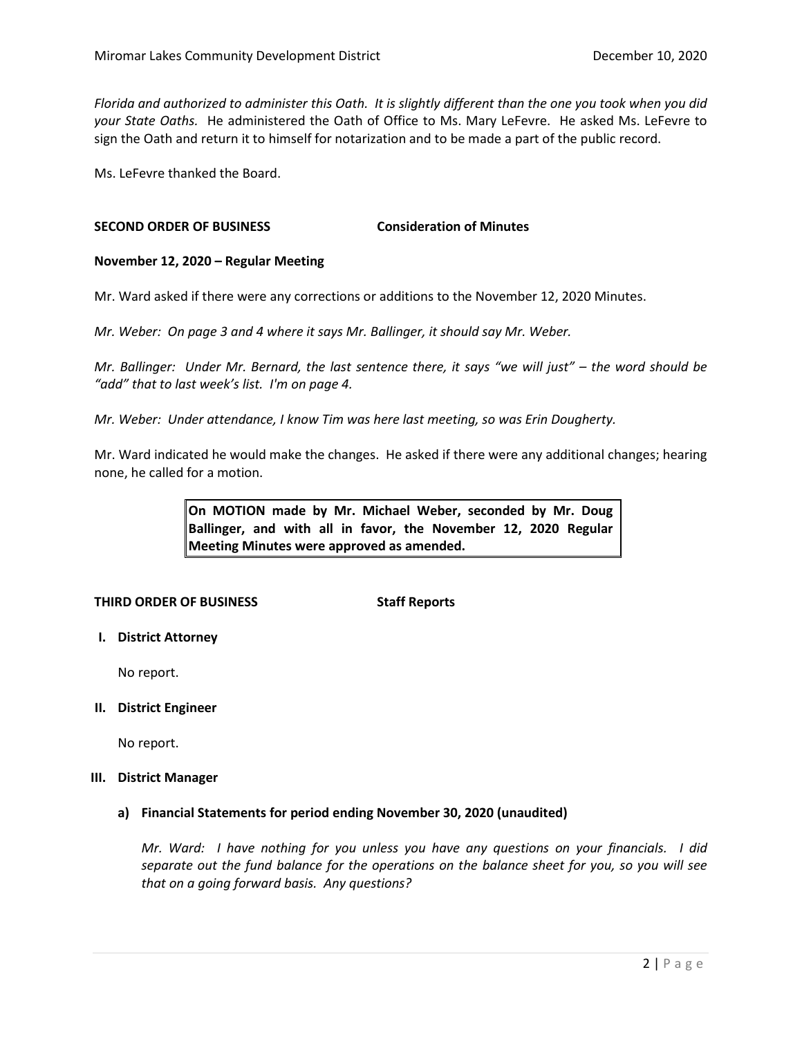*Florida and authorized to administer this Oath. It is slightly different than the one you took when you did your State Oaths.* He administered the Oath of Office to Ms. Mary LeFevre. He asked Ms. LeFevre to sign the Oath and return it to himself for notarization and to be made a part of the public record.

Ms. LeFevre thanked the Board.

**SECOND ORDER OF BUSINESS Consideration of Minutes**

**November 12, 2020 – Regular Meeting**

Mr. Ward asked if there were any corrections or additions to the November 12, 2020 Minutes.

*Mr. Weber: On page 3 and 4 where it says Mr. Ballinger, it should say Mr. Weber.*

*Mr. Ballinger: Under Mr. Bernard, the last sentence there, it says "we will just" – the word should be "add" that to last week's list. I'm on page 4.*

*Mr. Weber: Under attendance, I know Tim was here last meeting, so was Erin Dougherty.*

Mr. Ward indicated he would make the changes. He asked if there were any additional changes; hearing none, he called for a motion.

> **On MOTION made by Mr. Michael Weber, seconded by Mr. Doug Ballinger, and with all in favor, the November 12, 2020 Regular Meeting Minutes were approved as amended.**

**THIRD ORDER OF BUSINESS Staff Reports**

**I. District Attorney**

No report.

**II. District Engineer**

No report.

**III. District Manager**

**a) Financial Statements for period ending November 30, 2020 (unaudited)**

*Mr. Ward: I have nothing for you unless you have any questions on your financials. I did separate out the fund balance for the operations on the balance sheet for you, so you will see that on a going forward basis. Any questions?*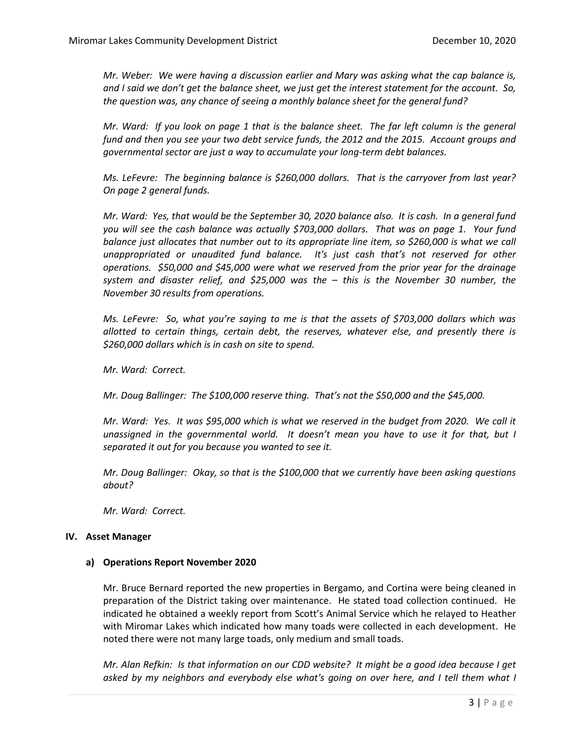*Mr. Weber: We were having a discussion earlier and Mary was asking what the cap balance is, and I said we don't get the balance sheet, we just get the interest statement for the account. So, the question was, any chance of seeing a monthly balance sheet for the general fund?*

*Mr. Ward: If you look on page 1 that is the balance sheet. The far left column is the general fund and then you see your two debt service funds, the 2012 and the 2015. Account groups and governmental sector are just a way to accumulate your long-term debt balances.*

*Ms. LeFevre: The beginning balance is $260,000 dollars. That is the carryover from last year? On page 2 general funds.*

*Mr. Ward: Yes, that would be the September 30, 2020 balance also. It is cash. In a general fund you will see the cash balance was actually $703,000 dollars. That was on page 1. Your fund balance just allocates that number out to its appropriate line item, so $260,000 is what we call unappropriated or unaudited fund balance. It's just cash that's not reserved for other operations. $50,000 and $45,000 were what we reserved from the prior year for the drainage system and disaster relief, and $25,000 was the – this is the November 30 number, the November 30 results from operations.*

*Ms. LeFevre: So, what you're saying to me is that the assets of $703,000 dollars which was allotted to certain things, certain debt, the reserves, whatever else, and presently there is $260,000 dollars which is in cash on site to spend.*

*Mr. Ward: Correct.*

*Mr. Doug Ballinger: The $100,000 reserve thing. That's not the $50,000 and the $45,000.*

*Mr. Ward: Yes. It was $95,000 which is what we reserved in the budget from 2020. We call it unassigned in the governmental world. It doesn't mean you have to use it for that, but I separated it out for you because you wanted to see it.*

*Mr. Doug Ballinger: Okay, so that is the $100,000 that we currently have been asking questions about?*

*Mr. Ward: Correct.*

## IV. Asset Manager

### a) Operations Report November 2020

Mr. Bruce Bernard reported the new properties in Bergamo, and Cortina were being cleaned in preparation of the District taking over maintenance. He stated toad collection continued. He indicated he obtained a weekly report from Scott's Animal Service which he relayed to Heather with Miromar Lakes which indicated how many toads were collected in each development. He noted there were not many large toads, only medium and small toads.

*Mr. Alan Refkin: Is that information on our CDD website? It might be a good idea because I get asked by my neighbors and everybody else what's going on over here, and I tell them what I*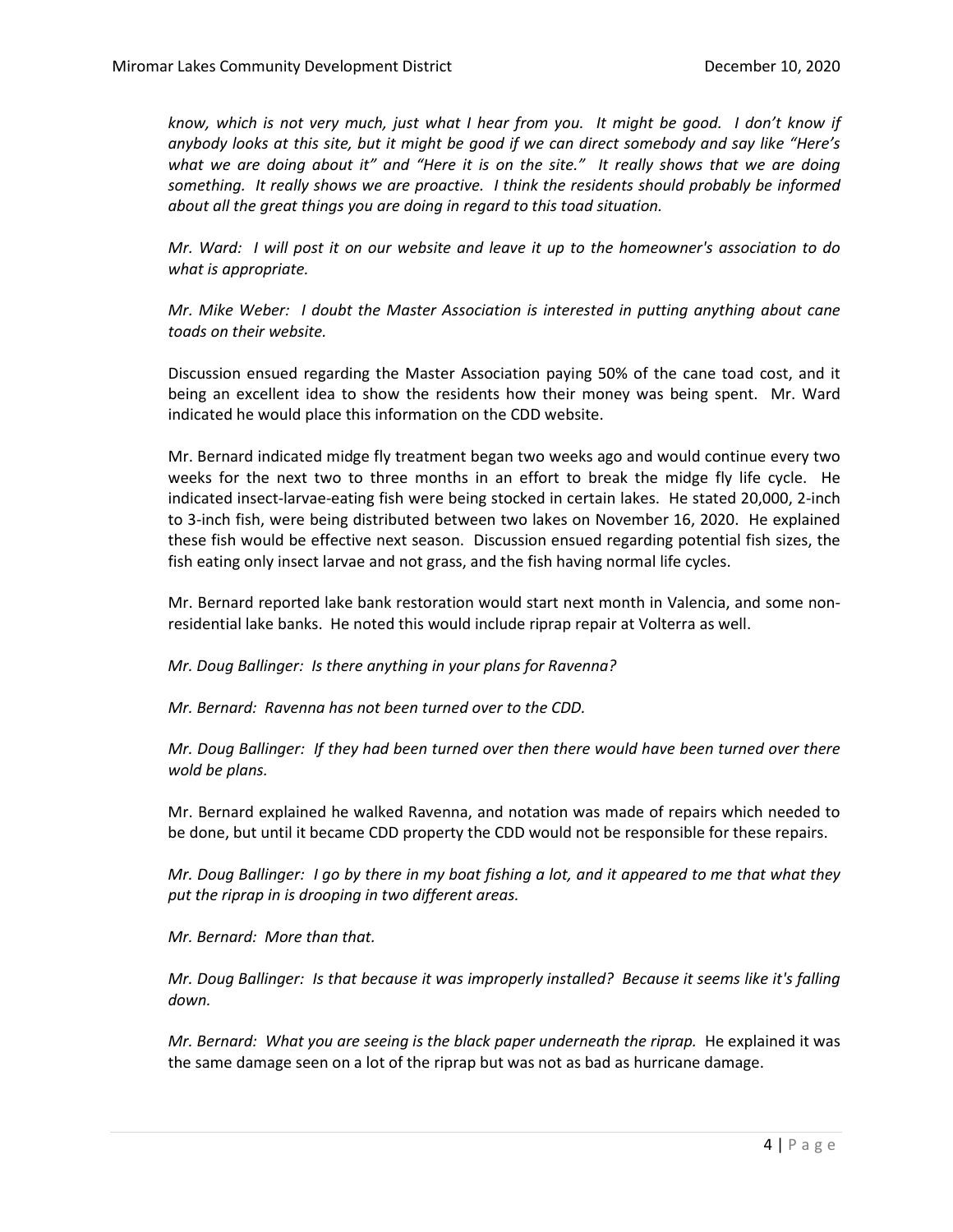*know, which is not very much, just what I hear from you. It might be good. I don't know if anybody looks at this site, but it might be good if we can direct somebody and say like "Here's what we are doing about it" and "Here it is on the site." It really shows that we are doing something. It really shows we are proactive. I think the residents should probably be informed about all the great things you are doing in regard to this toad situation.*

*Mr. Ward: I will post it on our website and leave it up to the homeowner's association to do what is appropriate.*

*Mr. Mike Weber: I doubt the Master Association is interested in putting anything about cane toads on their website.*

Discussion ensued regarding the Master Association paying 50% of the cane toad cost, and it being an excellent idea to show the residents how their money was being spent. Mr. Ward indicated he would place this information on the CDD website.

Mr. Bernard indicated midge fly treatment began two weeks ago and would continue every two weeks for the next two to three months in an effort to break the midge fly life cycle. He indicated insect-larvae-eating fish were being stocked in certain lakes. He stated 20,000, 2-inch to 3-inch fish, were being distributed between two lakes on November 16, 2020. He explained these fish would be effective next season. Discussion ensued regarding potential fish sizes, the fish eating only insect larvae and not grass, and the fish having normal life cycles.

Mr. Bernard reported lake bank restoration would start next month in Valencia, and some non-residential lake banks. He noted this would include riprap repair at Volterra as well.

*Mr. Doug Ballinger: Is there anything in your plans for Ravenna?*

*Mr. Bernard: Ravenna has not been turned over to the CDD.*

*Mr. Doug Ballinger: If they had been turned over then there would have been turned over there wold be plans.*

Mr. Bernard explained he walked Ravenna, and notation was made of repairs which needed to be done, but until it became CDD property the CDD would not be responsible for these repairs.

*Mr. Doug Ballinger: I go by there in my boat fishing a lot, and it appeared to me that what they put the riprap in is drooping in two different areas.*

*Mr. Bernard: More than that.*

*Mr. Doug Ballinger: Is that because it was improperly installed? Because it seems like it's falling down.*

*Mr. Bernard: What you are seeing is the black paper underneath the riprap.* He explained it was the same damage seen on a lot of the riprap but was not as bad as hurricane damage.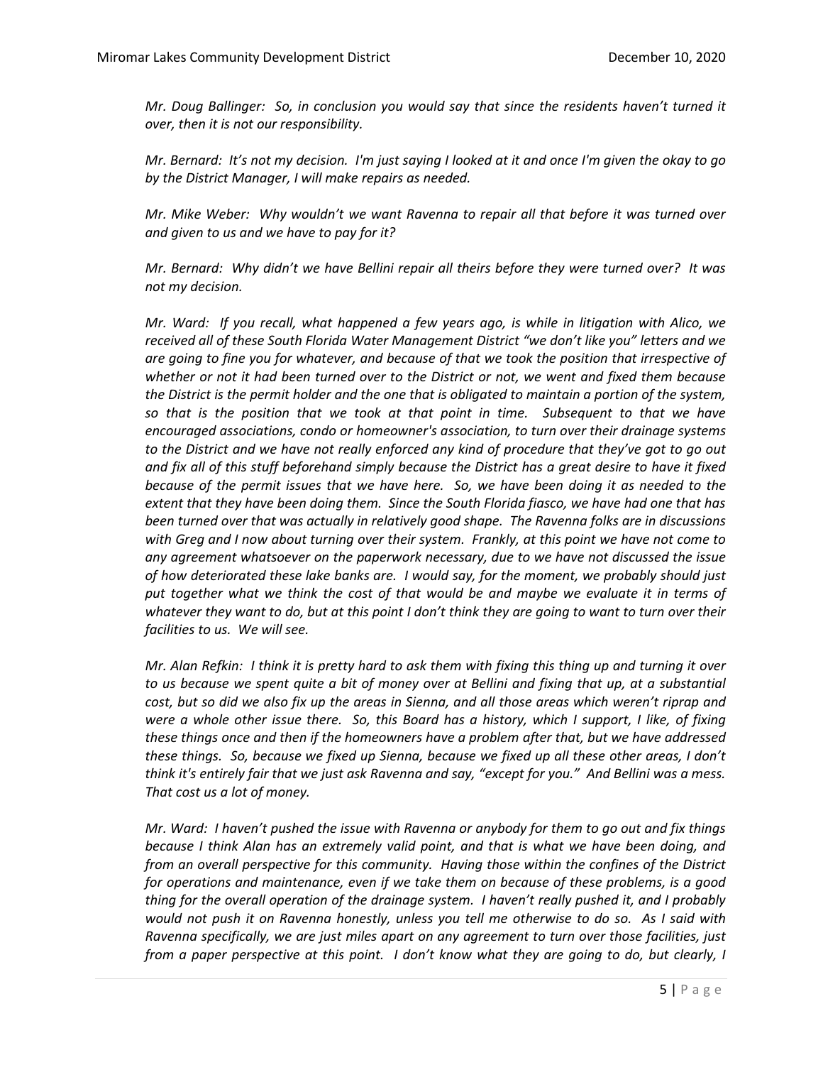*Mr. Doug Ballinger: So, in conclusion you would say that since the residents haven't turned it over, then it is not our responsibility.*

*Mr. Bernard: It's not my decision. I'm just saying I looked at it and once I'm given the okay to go by the District Manager, I will make repairs as needed.*

*Mr. Mike Weber: Why wouldn't we want Ravenna to repair all that before it was turned over and given to us and we have to pay for it?*

*Mr. Bernard: Why didn't we have Bellini repair all theirs before they were turned over? It was not my decision.*

*Mr. Ward: If you recall, what happened a few years ago, is while in litigation with Alico, we received all of these South Florida Water Management District "we don't like you" letters and we are going to fine you for whatever, and because of that we took the position that irrespective of whether or not it had been turned over to the District or not, we went and fixed them because the District is the permit holder and the one that is obligated to maintain a portion of the system, so that is the position that we took at that point in time. Subsequent to that we have encouraged associations, condo or homeowner's association, to turn over their drainage systems to the District and we have not really enforced any kind of procedure that they've got to go out and fix all of this stuff beforehand simply because the District has a great desire to have it fixed because of the permit issues that we have here. So, we have been doing it as needed to the extent that they have been doing them. Since the South Florida fiasco, we have had one that has been turned over that was actually in relatively good shape. The Ravenna folks are in discussions with Greg and I now about turning over their system. Frankly, at this point we have not come to any agreement whatsoever on the paperwork necessary, due to we have not discussed the issue of how deteriorated these lake banks are. I would say, for the moment, we probably should just put together what we think the cost of that would be and maybe we evaluate it in terms of whatever they want to do, but at this point I don't think they are going to want to turn over their facilities to us. We will see.*

*Mr. Alan Refkin: I think it is pretty hard to ask them with fixing this thing up and turning it over to us because we spent quite a bit of money over at Bellini and fixing that up, at a substantial cost, but so did we also fix up the areas in Sienna, and all those areas which weren't riprap and were a whole other issue there. So, this Board has a history, which I support, I like, of fixing these things once and then if the homeowners have a problem after that, but we have addressed these things. So, because we fixed up Sienna, because we fixed up all these other areas, I don't think it's entirely fair that we just ask Ravenna and say, "except for you." And Bellini was a mess. That cost us a lot of money.*

*Mr. Ward: I haven't pushed the issue with Ravenna or anybody for them to go out and fix things because I think Alan has an extremely valid point, and that is what we have been doing, and from an overall perspective for this community. Having those within the confines of the District for operations and maintenance, even if we take them on because of these problems, is a good thing for the overall operation of the drainage system. I haven't really pushed it, and I probably would not push it on Ravenna honestly, unless you tell me otherwise to do so. As I said with Ravenna specifically, we are just miles apart on any agreement to turn over those facilities, just from a paper perspective at this point. I don't know what they are going to do, but clearly, I*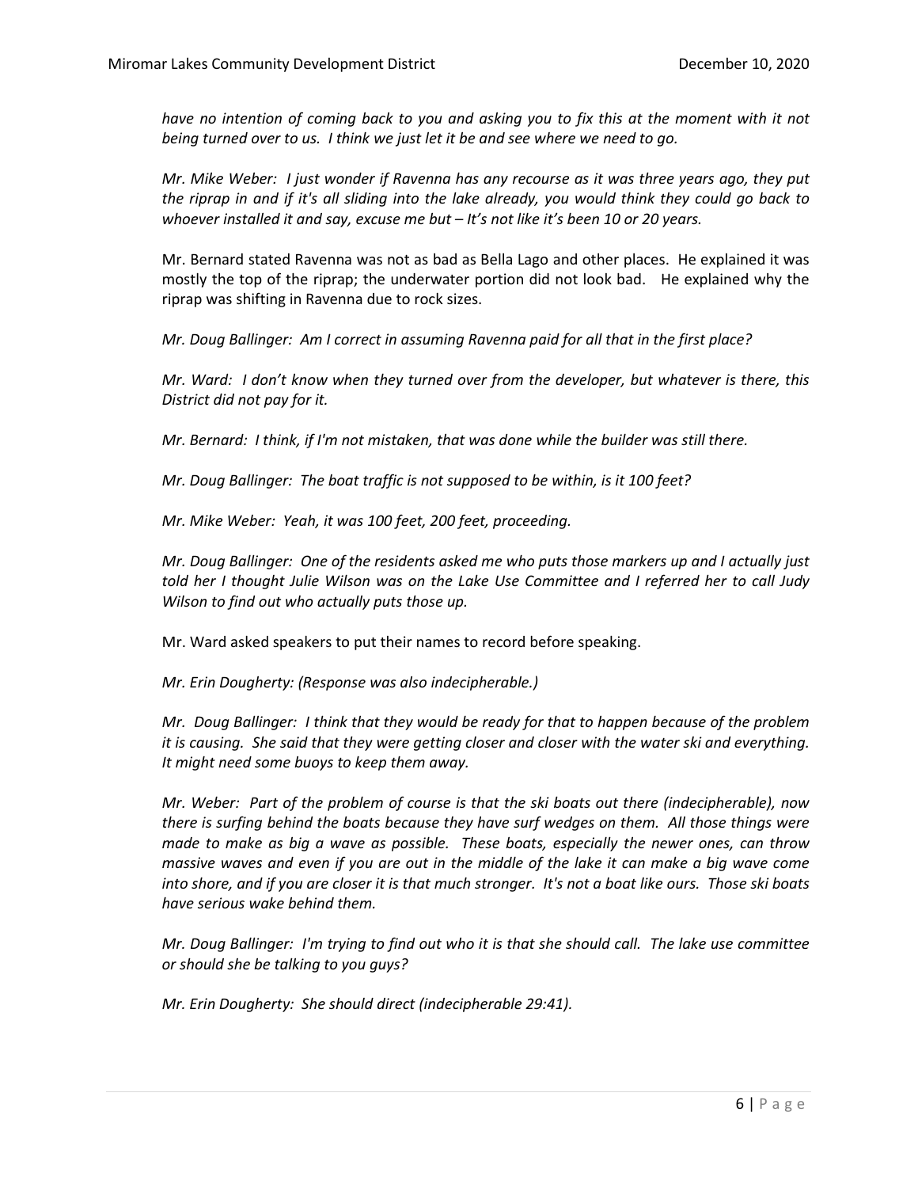*have no intention of coming back to you and asking you to fix this at the moment with it not being turned over to us. I think we just let it be and see where we need to go.*

*Mr. Mike Weber: I just wonder if Ravenna has any recourse as it was three years ago, they put the riprap in and if it's all sliding into the lake already, you would think they could go back to whoever installed it and say, excuse me but – It's not like it's been 10 or 20 years.*

Mr. Bernard stated Ravenna was not as bad as Bella Lago and other places. He explained it was mostly the top of the riprap; the underwater portion did not look bad. He explained why the riprap was shifting in Ravenna due to rock sizes.

*Mr. Doug Ballinger: Am I correct in assuming Ravenna paid for all that in the first place?*

*Mr. Ward: I don't know when they turned over from the developer, but whatever is there, this District did not pay for it.*

*Mr. Bernard: I think, if I'm not mistaken, that was done while the builder was still there.*

*Mr. Doug Ballinger: The boat traffic is not supposed to be within, is it 100 feet?*

*Mr. Mike Weber: Yeah, it was 100 feet, 200 feet, proceeding.*

*Mr. Doug Ballinger: One of the residents asked me who puts those markers up and I actually just told her I thought Julie Wilson was on the Lake Use Committee and I referred her to call Judy Wilson to find out who actually puts those up.*

Mr. Ward asked speakers to put their names to record before speaking.

*Mr. Erin Dougherty: (Response was also indecipherable.)*

*Mr. Doug Ballinger: I think that they would be ready for that to happen because of the problem it is causing. She said that they were getting closer and closer with the water ski and everything. It might need some buoys to keep them away.*

*Mr. Weber: Part of the problem of course is that the ski boats out there (indecipherable), now there is surfing behind the boats because they have surf wedges on them. All those things were made to make as big a wave as possible. These boats, especially the newer ones, can throw massive waves and even if you are out in the middle of the lake it can make a big wave come into shore, and if you are closer it is that much stronger. It's not a boat like ours. Those ski boats have serious wake behind them.*

*Mr. Doug Ballinger: I'm trying to find out who it is that she should call. The lake use committee or should she be talking to you guys?*

*Mr. Erin Dougherty: She should direct (indecipherable 29:41).*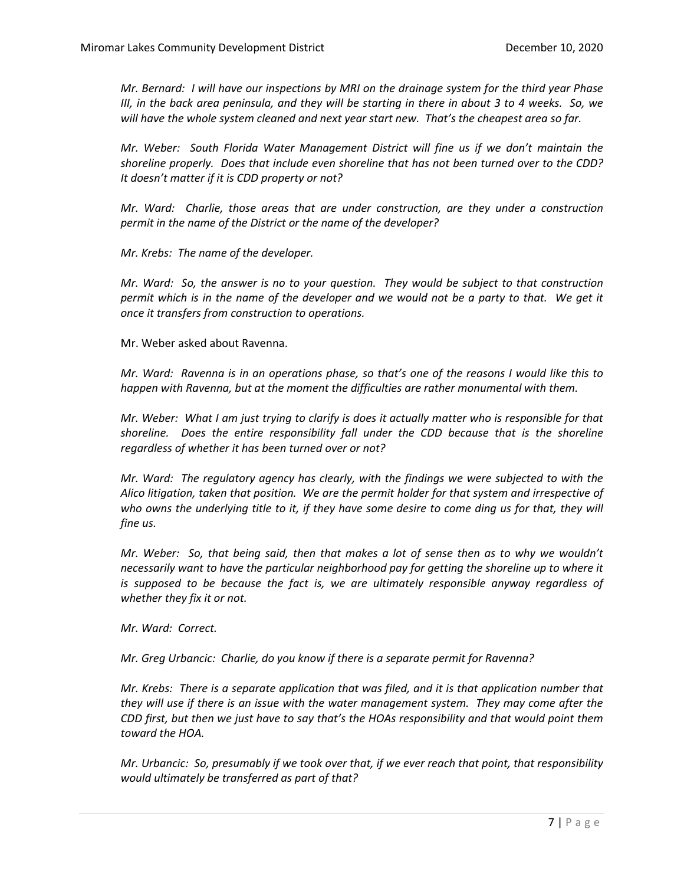*Mr. Bernard: I will have our inspections by MRI on the drainage system for the third year Phase III, in the back area peninsula, and they will be starting in there in about 3 to 4 weeks. So, we will have the whole system cleaned and next year start new. That's the cheapest area so far.*

*Mr. Weber: South Florida Water Management District will fine us if we don't maintain the shoreline properly. Does that include even shoreline that has not been turned over to the CDD? It doesn't matter if it is CDD property or not?*

*Mr. Ward: Charlie, those areas that are under construction, are they under a construction permit in the name of the District or the name of the developer?*

*Mr. Krebs: The name of the developer.*

*Mr. Ward: So, the answer is no to your question. They would be subject to that construction permit which is in the name of the developer and we would not be a party to that. We get it once it transfers from construction to operations.*

Mr. Weber asked about Ravenna.

*Mr. Ward: Ravenna is in an operations phase, so that's one of the reasons I would like this to happen with Ravenna, but at the moment the difficulties are rather monumental with them.*

*Mr. Weber: What I am just trying to clarify is does it actually matter who is responsible for that shoreline. Does the entire responsibility fall under the CDD because that is the shoreline regardless of whether it has been turned over or not?*

*Mr. Ward: The regulatory agency has clearly, with the findings we were subjected to with the Alico litigation, taken that position. We are the permit holder for that system and irrespective of who owns the underlying title to it, if they have some desire to come ding us for that, they will fine us.*

*Mr. Weber: So, that being said, then that makes a lot of sense then as to why we wouldn't necessarily want to have the particular neighborhood pay for getting the shoreline up to where it is supposed to be because the fact is, we are ultimately responsible anyway regardless of whether they fix it or not.*

*Mr. Ward: Correct.*

*Mr. Greg Urbancic: Charlie, do you know if there is a separate permit for Ravenna?*

*Mr. Krebs: There is a separate application that was filed, and it is that application number that they will use if there is an issue with the water management system. They may come after the CDD first, but then we just have to say that's the HOAs responsibility and that would point them toward the HOA.*

*Mr. Urbancic: So, presumably if we took over that, if we ever reach that point, that responsibility would ultimately be transferred as part of that?*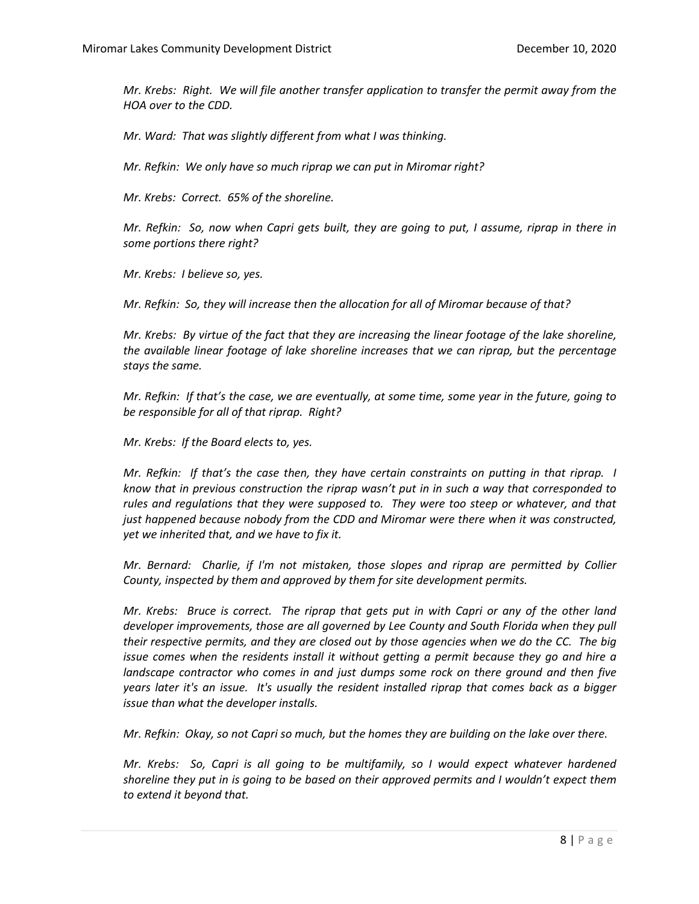*Mr. Krebs: Right. We will file another transfer application to transfer the permit away from the HOA over to the CDD.*

*Mr. Ward: That was slightly different from what I was thinking.*

*Mr. Refkin: We only have so much riprap we can put in Miromar right?*

*Mr. Krebs: Correct. 65% of the shoreline.*

*Mr. Refkin: So, now when Capri gets built, they are going to put, I assume, riprap in there in some portions there right?*

*Mr. Krebs: I believe so, yes.*

*Mr. Refkin: So, they will increase then the allocation for all of Miromar because of that?*

*Mr. Krebs: By virtue of the fact that they are increasing the linear footage of the lake shoreline, the available linear footage of lake shoreline increases that we can riprap, but the percentage stays the same.*

*Mr. Refkin: If that's the case, we are eventually, at some time, some year in the future, going to be responsible for all of that riprap. Right?*

*Mr. Krebs: If the Board elects to, yes.*

*Mr. Refkin: If that's the case then, they have certain constraints on putting in that riprap. I know that in previous construction the riprap wasn't put in in such a way that corresponded to rules and regulations that they were supposed to. They were too steep or whatever, and that just happened because nobody from the CDD and Miromar were there when it was constructed, yet we inherited that, and we have to fix it.*

*Mr. Bernard: Charlie, if I'm not mistaken, those slopes and riprap are permitted by Collier County, inspected by them and approved by them for site development permits.*

*Mr. Krebs: Bruce is correct. The riprap that gets put in with Capri or any of the other land developer improvements, those are all governed by Lee County and South Florida when they pull their respective permits, and they are closed out by those agencies when we do the CC. The big issue comes when the residents install it without getting a permit because they go and hire a landscape contractor who comes in and just dumps some rock on there ground and then five years later it's an issue. It's usually the resident installed riprap that comes back as a bigger issue than what the developer installs.*

*Mr. Refkin: Okay, so not Capri so much, but the homes they are building on the lake over there.*

*Mr. Krebs: So, Capri is all going to be multifamily, so I would expect whatever hardened shoreline they put in is going to be based on their approved permits and I wouldn't expect them to extend it beyond that.*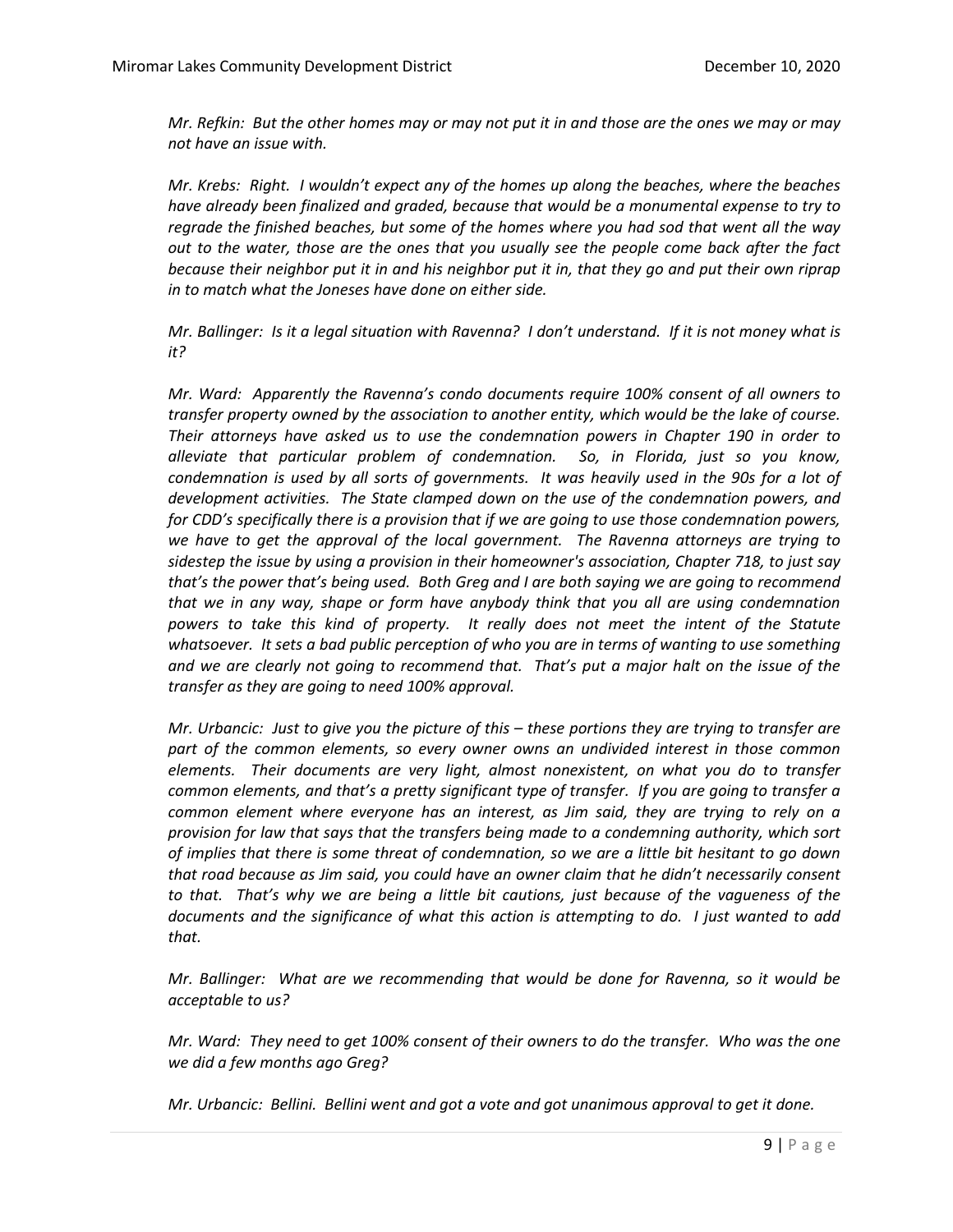*Mr. Refkin: But the other homes may or may not put it in and those are the ones we may or may not have an issue with.*

*Mr. Krebs: Right. I wouldn't expect any of the homes up along the beaches, where the beaches have already been finalized and graded, because that would be a monumental expense to try to regrade the finished beaches, but some of the homes where you had sod that went all the way out to the water, those are the ones that you usually see the people come back after the fact because their neighbor put it in and his neighbor put it in, that they go and put their own riprap in to match what the Joneses have done on either side.*

*Mr. Ballinger: Is it a legal situation with Ravenna? I don't understand. If it is not money what is it?*

*Mr. Ward: Apparently the Ravenna's condo documents require 100% consent of all owners to transfer property owned by the association to another entity, which would be the lake of course. Their attorneys have asked us to use the condemnation powers in Chapter 190 in order to alleviate that particular problem of condemnation. So, in Florida, just so you know, condemnation is used by all sorts of governments. It was heavily used in the 90s for a lot of development activities. The State clamped down on the use of the condemnation powers, and for CDD's specifically there is a provision that if we are going to use those condemnation powers, we have to get the approval of the local government. The Ravenna attorneys are trying to sidestep the issue by using a provision in their homeowner's association, Chapter 718, to just say that's the power that's being used. Both Greg and I are both saying we are going to recommend that we in any way, shape or form have anybody think that you all are using condemnation powers to take this kind of property. It really does not meet the intent of the Statute whatsoever. It sets a bad public perception of who you are in terms of wanting to use something and we are clearly not going to recommend that. That's put a major halt on the issue of the transfer as they are going to need 100% approval.*

*Mr. Urbancic: Just to give you the picture of this – these portions they are trying to transfer are part of the common elements, so every owner owns an undivided interest in those common elements. Their documents are very light, almost nonexistent, on what you do to transfer common elements, and that's a pretty significant type of transfer. If you are going to transfer a common element where everyone has an interest, as Jim said, they are trying to rely on a provision for law that says that the transfers being made to a condemning authority, which sort of implies that there is some threat of condemnation, so we are a little bit hesitant to go down that road because as Jim said, you could have an owner claim that he didn't necessarily consent to that. That's why we are being a little bit cautions, just because of the vagueness of the documents and the significance of what this action is attempting to do. I just wanted to add that.*

*Mr. Ballinger: What are we recommending that would be done for Ravenna, so it would be acceptable to us?*

*Mr. Ward: They need to get 100% consent of their owners to do the transfer. Who was the one we did a few months ago Greg?*

*Mr. Urbancic: Bellini. Bellini went and got a vote and got unanimous approval to get it done.*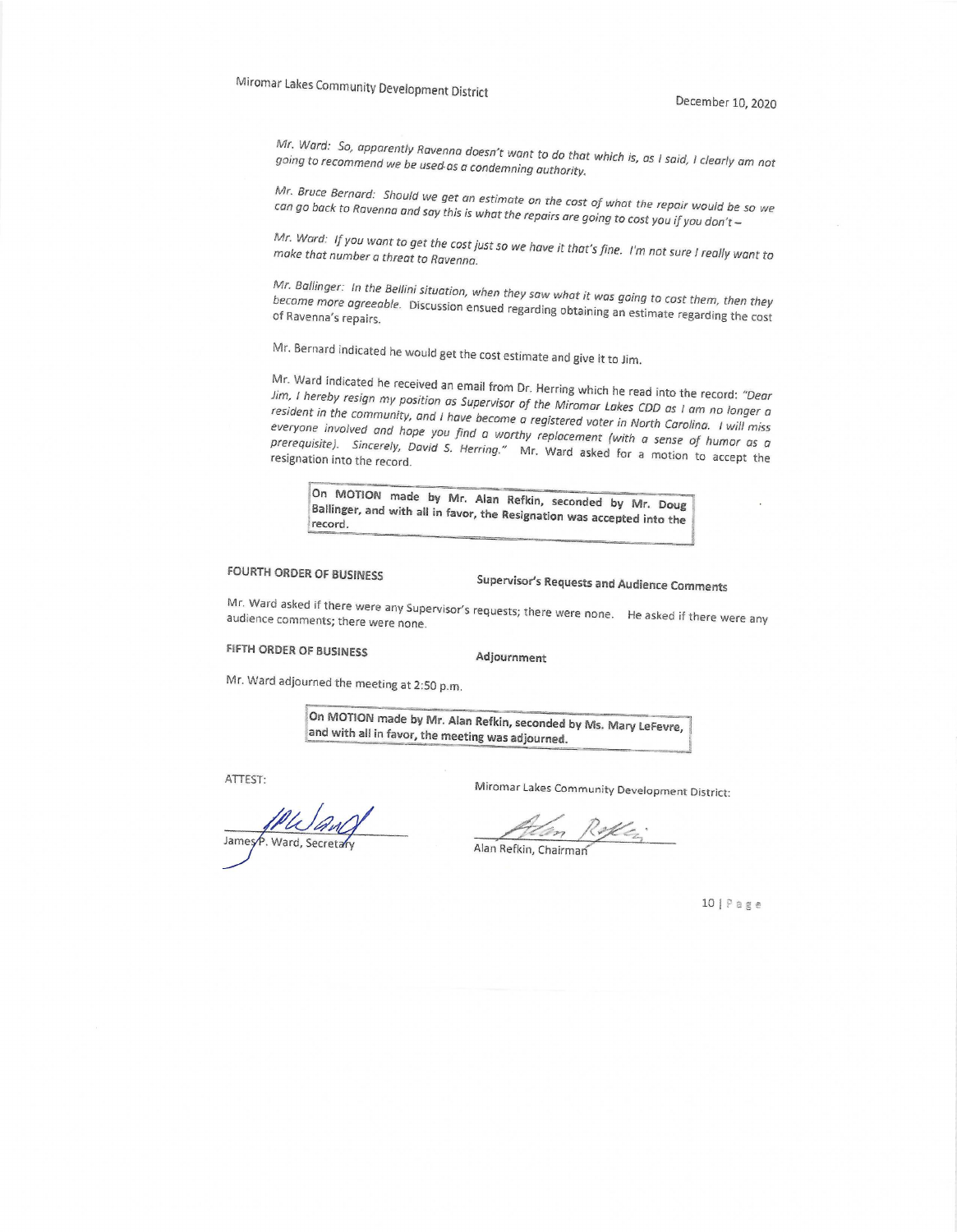*Mr. Ward: So, apparently Ravenna doesn't want to do that which is, as I said, I clearly am not going to recommend we be used as a condemning authority.*

*Mr. Bruce Bernard: Should we get an estimate on the cost of what the repair would be so we can go back to Ravenna and say this is what the repairs are going to cost you if you don't –*

*Mr. Ward: If you want to get the cost just so we have it that's fine. I'm not sure I really want to make that number a threat to Ravenna.*

*Mr. Ballinger: In the Bellini situation, when they saw what it was going to cost them, then they became more agreeable.* Discussion ensued regarding obtaining an estimate regarding the cost of Ravenna's repairs.

Mr. Bernard indicated he would get the cost estimate and give it to Jim.

Mr. Ward indicated he received an email from Dr. Herring which he read into the record: *"Dear Jim, I hereby resign my position as Supervisor of the Miromar Lakes CDD as I am no longer a resident in the community, and I have become a registered voter in North Carolina. I will miss everyone involved and hope you find a worthy replacement (with a sense of humor as a prerequisite). Sincerely, David S. Herring."* Mr. Ward asked for a motion to accept the resignation into the record.

> **On MOTION made by Mr. Alan Refkin, seconded by Mr. Doug Ballinger, and with all in favor, the Resignation was accepted into the record.**

**FOURTH ORDER OF BUSINESS** — **Supervisor's Requests and Audience Comments**

Mr. Ward asked if there were any Supervisor's requests; there were none. He asked if there were any audience comments; there were none.

**FIFTH ORDER OF BUSINESS** — **Adjournment**

Mr. Ward adjourned the meeting at 2:50 p.m.

> **On MOTION made by Mr. Alan Refkin, seconded by Ms. Mary LeFevre, and with all in favor, the meeting was adjourned.**

ATTEST:

James P. Ward, Secretary

Miromar Lakes Community Development District:

Alan Refkin, Chairman